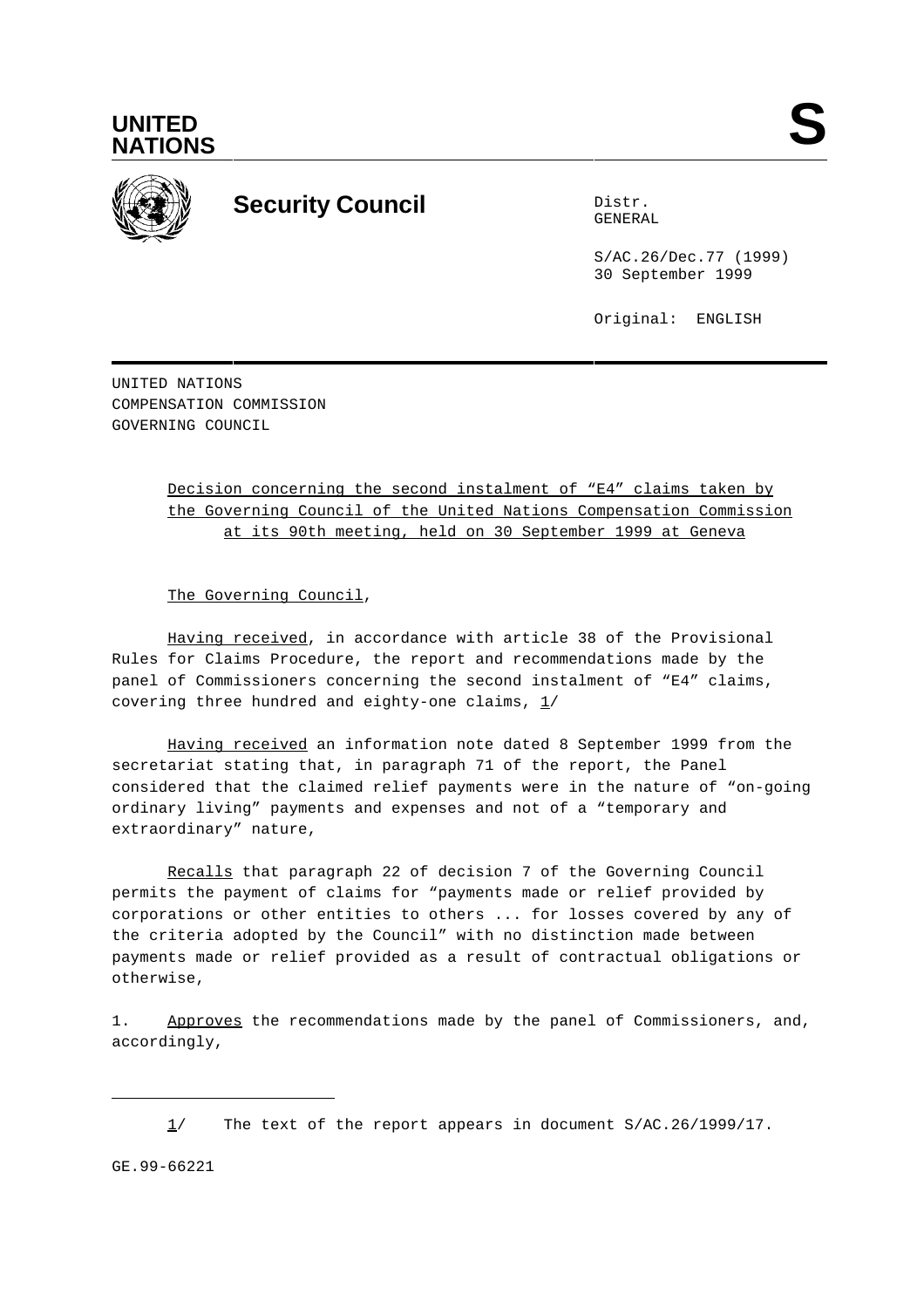UNITED NATIONS

# Security Council

Distr.
GENERAL

S/AC.26/Dec.77 (1999)
30 September 1999

Original: ENGLISH

UNITED NATIONS
COMPENSATION COMMISSION
GOVERNING COUNCIL

Decision concerning the second instalment of "E4" claims taken by the Governing Council of the United Nations Compensation Commission at its 90th meeting, held on 30 September 1999 at Geneva

The Governing Council,

Having received, in accordance with article 38 of the Provisional Rules for Claims Procedure, the report and recommendations made by the panel of Commissioners concerning the second instalment of "E4" claims, covering three hundred and eighty-one claims, 1/

Having received an information note dated 8 September 1999 from the secretariat stating that, in paragraph 71 of the report, the Panel considered that the claimed relief payments were in the nature of "on-going ordinary living" payments and expenses and not of a "temporary and extraordinary" nature,

Recalls that paragraph 22 of decision 7 of the Governing Council permits the payment of claims for "payments made or relief provided by corporations or other entities to others ... for losses covered by any of the criteria adopted by the Council" with no distinction made between payments made or relief provided as a result of contractual obligations or otherwise,

1. Approves the recommendations made by the panel of Commissioners, and, accordingly,

1/ The text of the report appears in document S/AC.26/1999/17.

GE.99-66221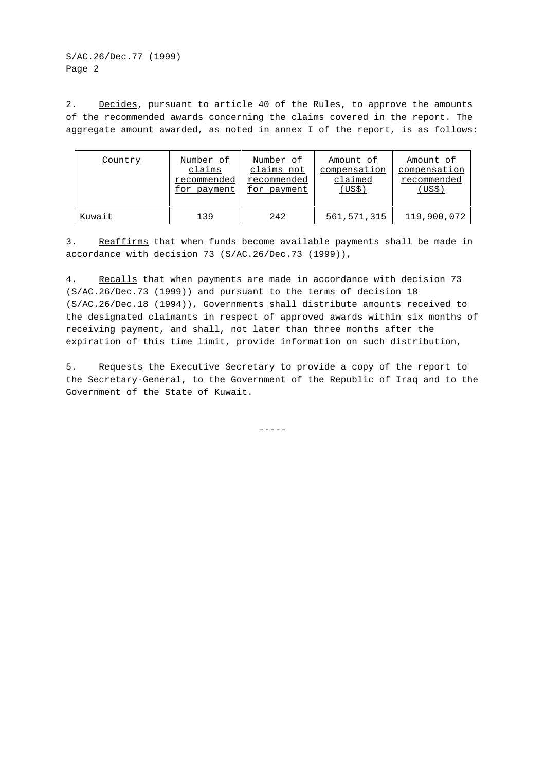2. Decides, pursuant to article 40 of the Rules, to approve the amounts of the recommended awards concerning the claims covered in the report. The aggregate amount awarded, as noted in annex I of the report, is as follows:

| Country | Number of claims recommended for payment | Number of claims not recommended for payment | Amount of compensation claimed (US$) | Amount of compensation recommended (US$) |
|---|---|---|---|---|
| Kuwait | 139 | 242 | 561,571,315 | 119,900,072 |

3. Reaffirms that when funds become available payments shall be made in accordance with decision 73 (S/AC.26/Dec.73 (1999)),

4. Recalls that when payments are made in accordance with decision 73 (S/AC.26/Dec.73 (1999)) and pursuant to the terms of decision 18 (S/AC.26/Dec.18 (1994)), Governments shall distribute amounts received to the designated claimants in respect of approved awards within six months of receiving payment, and shall, not later than three months after the expiration of this time limit, provide information on such distribution,

5. Requests the Executive Secretary to provide a copy of the report to the Secretary-General, to the Government of the Republic of Iraq and to the Government of the State of Kuwait.

-----